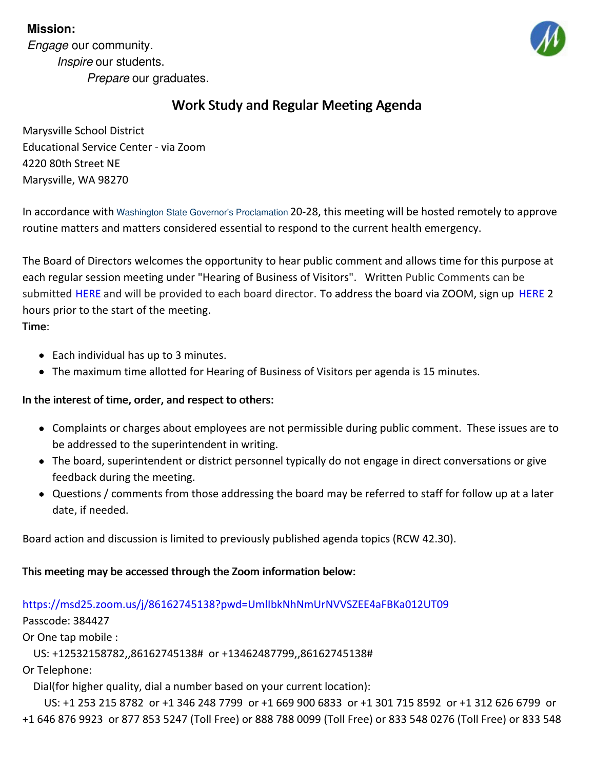**Mission:**

*Engage* our community.
*Inspire* our students.
*Prepare* our graduates.

## Work Study and Regular Meeting Agenda

Marysville School District
Educational Service Center - via Zoom
4220 80th Street NE
Marysville, WA 98270

In accordance with Washington State Governor's Proclamation 20-28, this meeting will be hosted remotely to approve routine matters and matters considered essential to respond to the current health emergency.

The Board of Directors welcomes the opportunity to hear public comment and allows time for this purpose at each regular session meeting under "Hearing of Business of Visitors". Written Public Comments can be submitted HERE and will be provided to each board director. To address the board via ZOOM, sign up HERE 2 hours prior to the start of the meeting.

**Time**:

- Each individual has up to 3 minutes.
- The maximum time allotted for Hearing of Business of Visitors per agenda is 15 minutes.

**In the interest of time, order, and respect to others:**

- Complaints or charges about employees are not permissible during public comment. These issues are to be addressed to the superintendent in writing.
- The board, superintendent or district personnel typically do not engage in direct conversations or give feedback during the meeting.
- Questions / comments from those addressing the board may be referred to staff for follow up at a later date, if needed.

Board action and discussion is limited to previously published agenda topics (RCW 42.30).

**This meeting may be accessed through the Zoom information below:**

https://msd25.zoom.us/j/86162745138?pwd=UmlIbkNhNmUrNVVSZEE4aFBKa012UT09
Passcode: 384427
Or One tap mobile :
US: +12532158782,,86162745138# or +13462487799,,86162745138#
Or Telephone:
Dial(for higher quality, dial a number based on your current location):
US: +1 253 215 8782 or +1 346 248 7799 or +1 669 900 6833 or +1 301 715 8592 or +1 312 626 6799 or +1 646 876 9923 or 877 853 5247 (Toll Free) or 888 788 0099 (Toll Free) or 833 548 0276 (Toll Free) or 833 548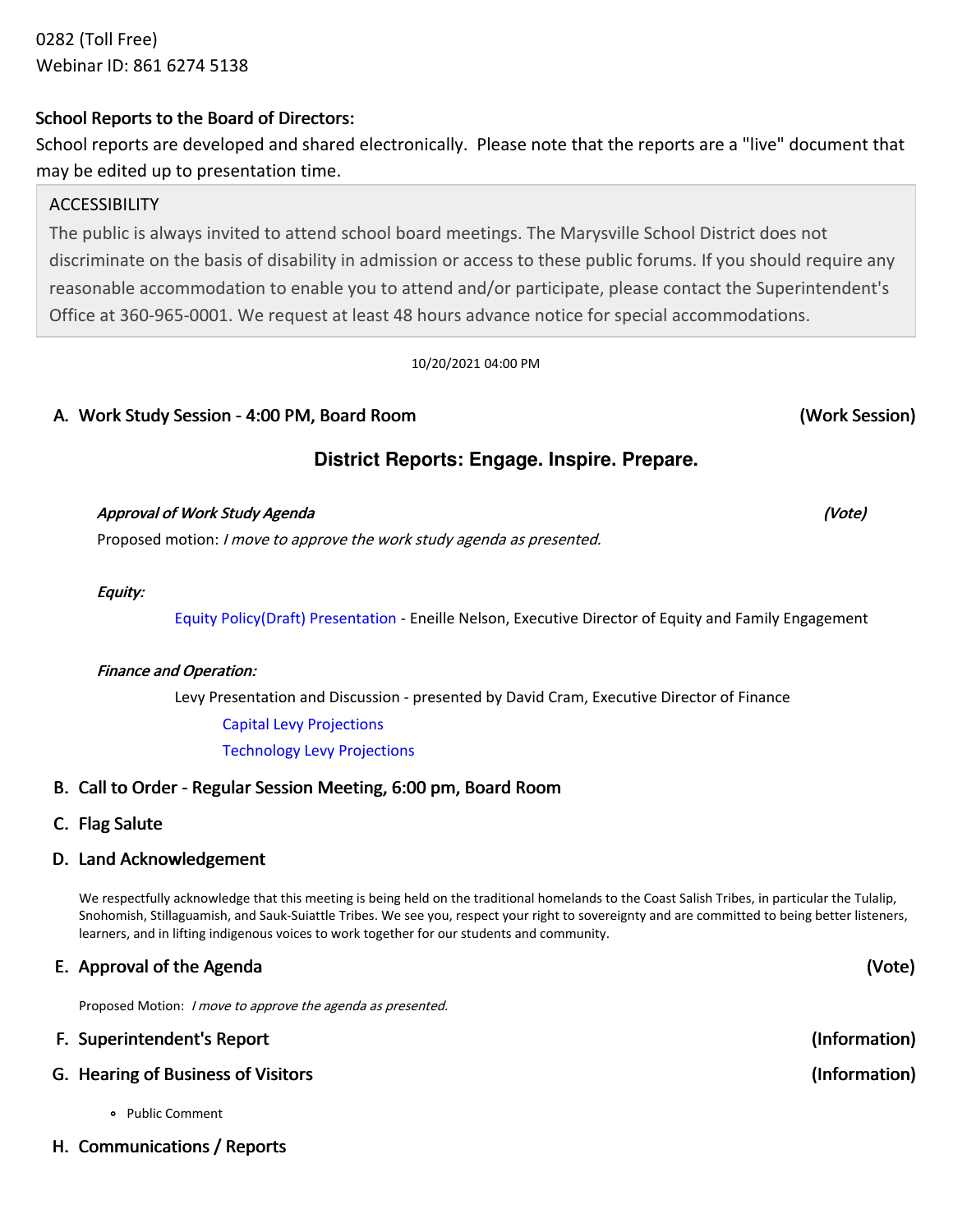0282 (Toll Free)
Webinar ID: 861 6274 5138

**School Reports to the Board of Directors:**
School reports are developed and shared electronically. Please note that the reports are a "live" document that may be edited up to presentation time.

> ACCESSIBILITY
> The public is always invited to attend school board meetings. The Marysville School District does not discriminate on the basis of disability in admission or access to these public forums. If you should require any reasonable accommodation to enable you to attend and/or participate, please contact the Superintendent's Office at 360-965-0001. We request at least 48 hours advance notice for special accommodations.

10/20/2021 04:00 PM

## A. Work Study Session - 4:00 PM, Board Room (Work Session)

### District Reports: Engage. Inspire. Prepare.

***Approval of Work Study Agenda*** ***(Vote)***

Proposed motion: *I move to approve the work study agenda as presented.*

***Equity:***

Equity Policy(Draft) Presentation - Eneille Nelson, Executive Director of Equity and Family Engagement

***Finance and Operation:***

Levy Presentation and Discussion - presented by David Cram, Executive Director of Finance

- Capital Levy Projections
- Technology Levy Projections

## B. Call to Order - Regular Session Meeting, 6:00 pm, Board Room

## C. Flag Salute

## D. Land Acknowledgement

We respectfully acknowledge that this meeting is being held on the traditional homelands to the Coast Salish Tribes, in particular the Tulalip, Snohomish, Stillaguamish, and Sauk-Suiattle Tribes. We see you, respect your right to sovereignty and are committed to being better listeners, learners, and in lifting indigenous voices to work together for our students and community.

## E. Approval of the Agenda (Vote)

Proposed Motion: *I move to approve the agenda as presented.*

## F. Superintendent's Report (Information)

## G. Hearing of Business of Visitors (Information)

- Public Comment

## H. Communications / Reports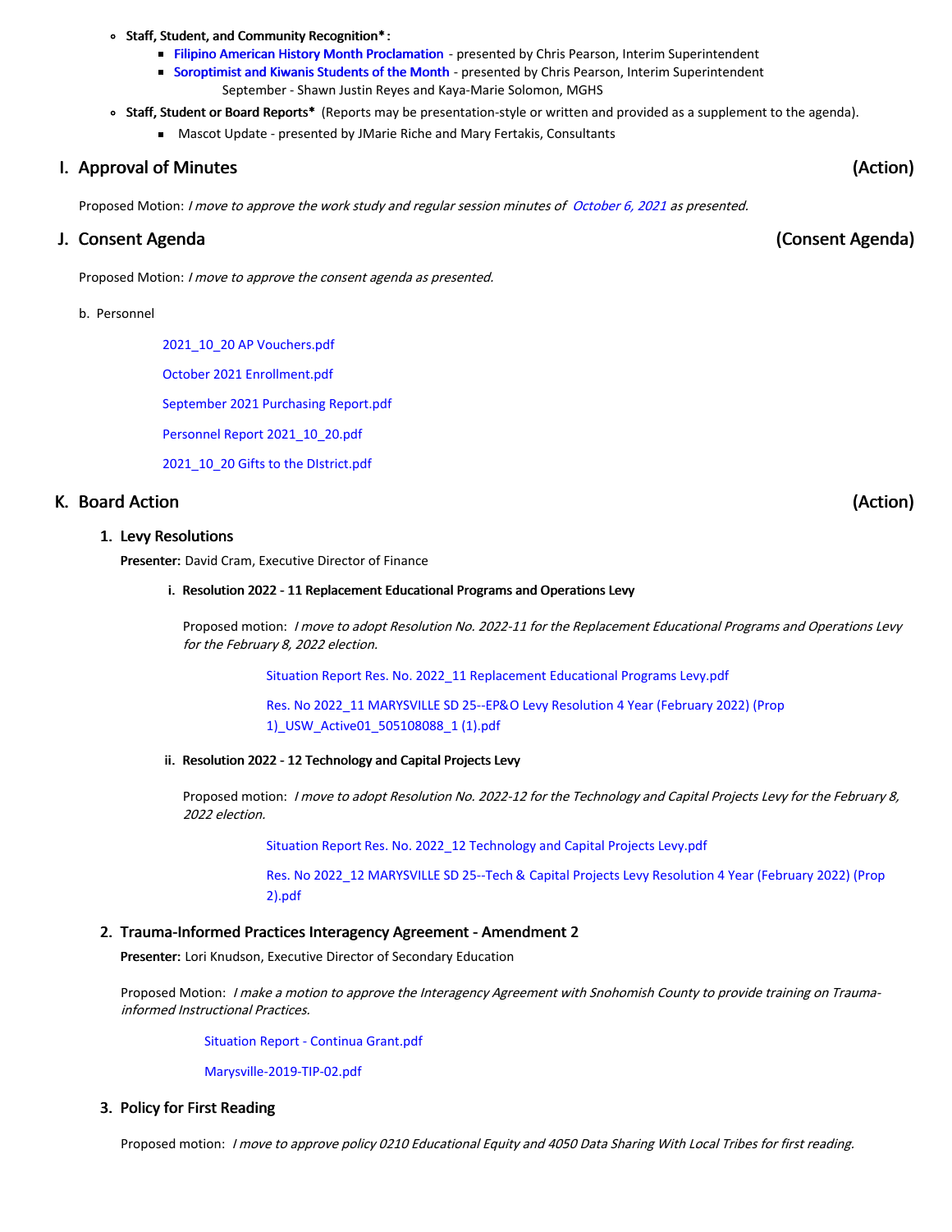- **Staff, Student, and Community Recognition*:**
  - **Filipino American History Month Proclamation** - presented by Chris Pearson, Interim Superintendent
  - **Soroptimist and Kiwanis Students of the Month** - presented by Chris Pearson, Interim Superintendent
    September - Shawn Justin Reyes and Kaya-Marie Solomon, MGHS
- **Staff, Student or Board Reports*** (Reports may be presentation-style or written and provided as a supplement to the agenda).
  - Mascot Update - presented by JMarie Riche and Mary Fertakis, Consultants

## I. Approval of Minutes (Action)

Proposed Motion: *I move to approve the work study and regular session minutes of October 6, 2021 as presented.*

## J. Consent Agenda (Consent Agenda)

Proposed Motion: *I move to approve the consent agenda as presented.*

b. Personnel

2021_10_20 AP Vouchers.pdf

October 2021 Enrollment.pdf

September 2021 Purchasing Report.pdf

Personnel Report 2021_10_20.pdf

2021_10_20 Gifts to the DIstrict.pdf

## K. Board Action (Action)

### 1. Levy Resolutions

**Presenter:** David Cram, Executive Director of Finance

**i. Resolution 2022 - 11 Replacement Educational Programs and Operations Levy**

Proposed motion: *I move to adopt Resolution No. 2022-11 for the Replacement Educational Programs and Operations Levy for the February 8, 2022 election.*

Situation Report Res. No. 2022_11 Replacement Educational Programs Levy.pdf

Res. No 2022_11 MARYSVILLE SD 25--EP&O Levy Resolution 4 Year (February 2022) (Prop 1)_USW_Active01_505108088_1 (1).pdf

**ii. Resolution 2022 - 12 Technology and Capital Projects Levy**

Proposed motion: *I move to adopt Resolution No. 2022-12 for the Technology and Capital Projects Levy for the February 8, 2022 election.*

Situation Report Res. No. 2022_12 Technology and Capital Projects Levy.pdf

Res. No 2022_12 MARYSVILLE SD 25--Tech & Capital Projects Levy Resolution 4 Year (February 2022) (Prop 2).pdf

### 2. Trauma-Informed Practices Interagency Agreement - Amendment 2

**Presenter:** Lori Knudson, Executive Director of Secondary Education

Proposed Motion: *I make a motion to approve the Interagency Agreement with Snohomish County to provide training on Trauma-informed Instructional Practices.*

Situation Report - Continua Grant.pdf

Marysville-2019-TIP-02.pdf

### 3. Policy for First Reading

Proposed motion: *I move to approve policy 0210 Educational Equity and 4050 Data Sharing With Local Tribes for first reading.*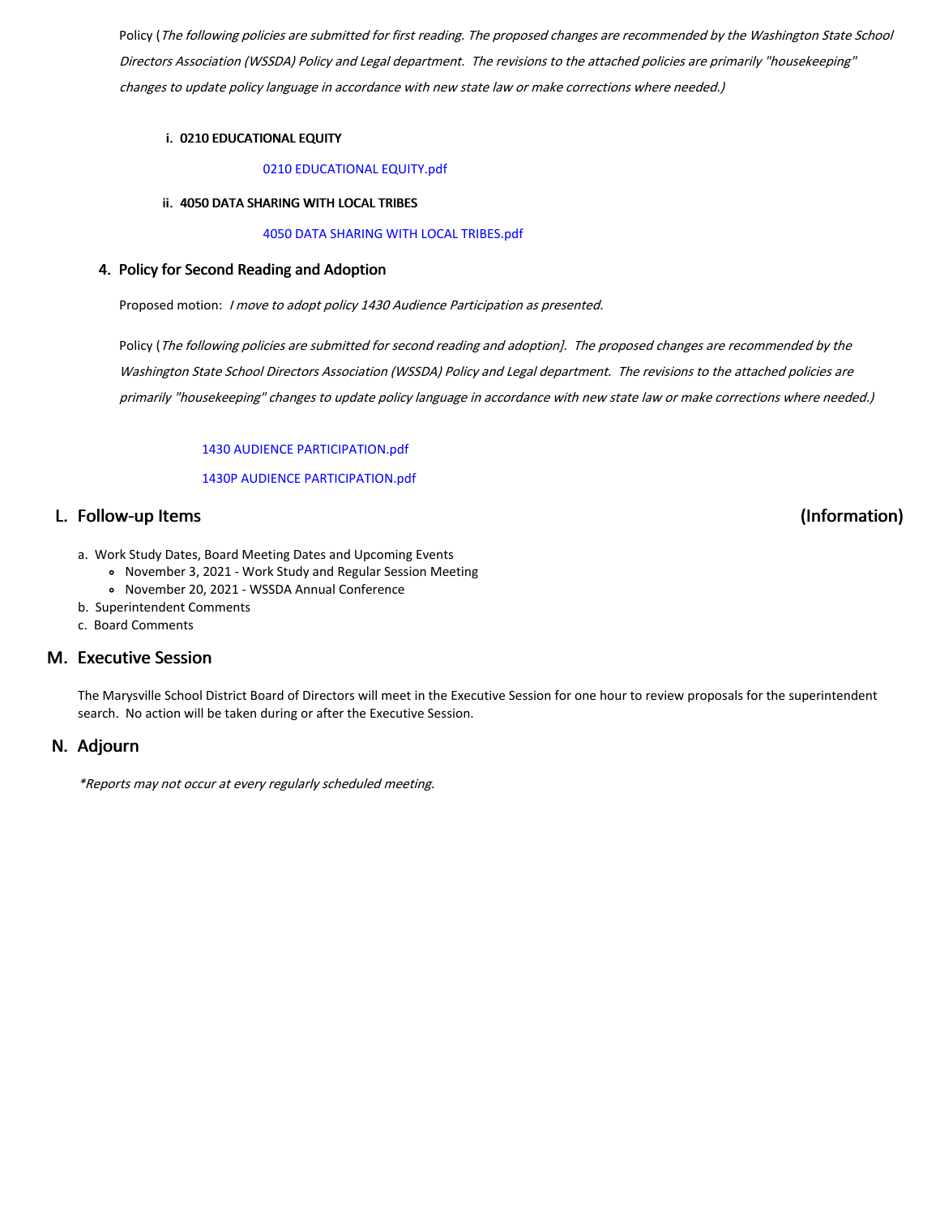Policy (*The following policies are submitted for first reading. The proposed changes are recommended by the Washington State School Directors Association (WSSDA) Policy and Legal department. The revisions to the attached policies are primarily "housekeeping" changes to update policy language in accordance with new state law or make corrections where needed.)*

**i. 0210 EDUCATIONAL EQUITY**

0210 EDUCATIONAL EQUITY.pdf

**ii. 4050 DATA SHARING WITH LOCAL TRIBES**

4050 DATA SHARING WITH LOCAL TRIBES.pdf

### 4. Policy for Second Reading and Adoption

Proposed motion: *I move to adopt policy 1430 Audience Participation as presented.*

Policy (*The following policies are submitted for second reading and adoption]. The proposed changes are recommended by the Washington State School Directors Association (WSSDA) Policy and Legal department. The revisions to the attached policies are primarily "housekeeping" changes to update policy language in accordance with new state law or make corrections where needed.)*

1430 AUDIENCE PARTICIPATION.pdf

1430P AUDIENCE PARTICIPATION.pdf

## L. Follow-up Items (Information)

a. Work Study Dates, Board Meeting Dates and Upcoming Events
   - November 3, 2021 - Work Study and Regular Session Meeting
   - November 20, 2021 - WSSDA Annual Conference

b. Superintendent Comments

c. Board Comments

## M. Executive Session

The Marysville School District Board of Directors will meet in the Executive Session for one hour to review proposals for the superintendent search. No action will be taken during or after the Executive Session.

## N. Adjourn

*\*Reports may not occur at every regularly scheduled meeting.*